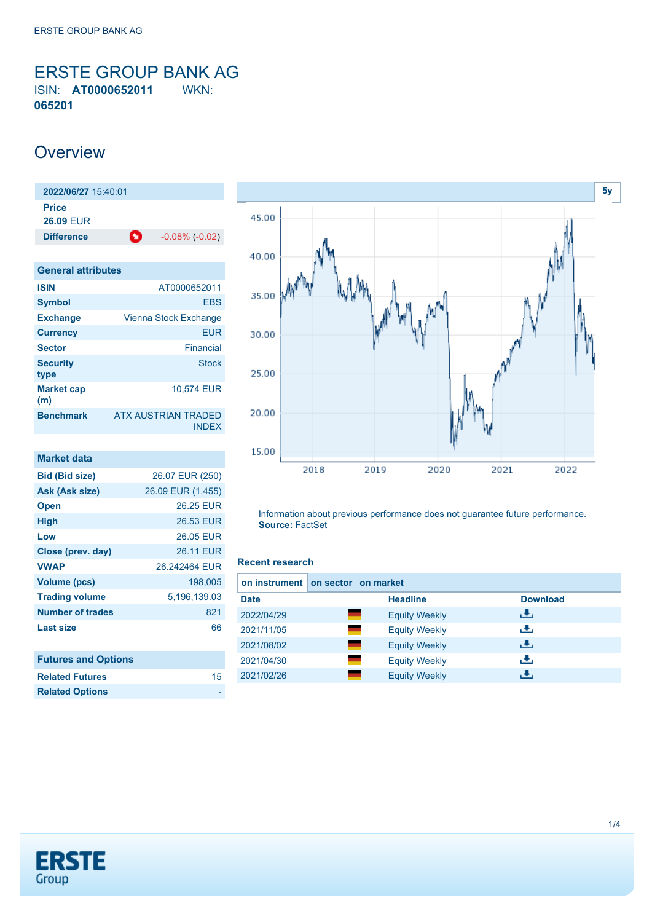# ERSTE GROUP BANK AG

ISIN: **AT0000652011** WKN: **065201**

## Overview

| **2022/06/27** 15:40:01 | |
|---|---|
| **Price** | |
| **26.09** EUR | |
| **Difference** | -0.08% (-0.02) |

| General attributes | |
|---|---|
| **ISIN** | AT0000652011 |
| **Symbol** | EBS |
| **Exchange** | Vienna Stock Exchange |
| **Currency** | EUR |
| **Sector** | Financial |
| **Security type** | Stock |
| **Market cap (m)** | 10,574 EUR |
| **Benchmark** | ATX AUSTRIAN TRADED INDEX |

| Market data | |
|---|---|
| **Bid (Bid size)** | 26.07 EUR (250) |
| **Ask (Ask size)** | 26.09 EUR (1,455) |
| **Open** | 26.25 EUR |
| **High** | 26.53 EUR |
| **Low** | 26.05 EUR |
| **Close (prev. day)** | 26.11 EUR |
| **VWAP** | 26.242464 EUR |
| **Volume (pcs)** | 198,005 |
| **Trading volume** | 5,196,139.03 |
| **Number of trades** | 821 |
| **Last size** | 66 |

| Futures and Options | |
|---|---|
| **Related Futures** | 15 |
| **Related Options** | - |

5y

Information about previous performance does not guarantee future performance.
**Source:** FactSet

### Recent research

**on instrument** | on sector | on market

| Date | | Headline | Download |
|---|---|---|---|
| 2022/04/29 | | Equity Weekly | |
| 2021/11/05 | | Equity Weekly | |
| 2021/08/02 | | Equity Weekly | |
| 2021/04/30 | | Equity Weekly | |
| 2021/02/26 | | Equity Weekly | |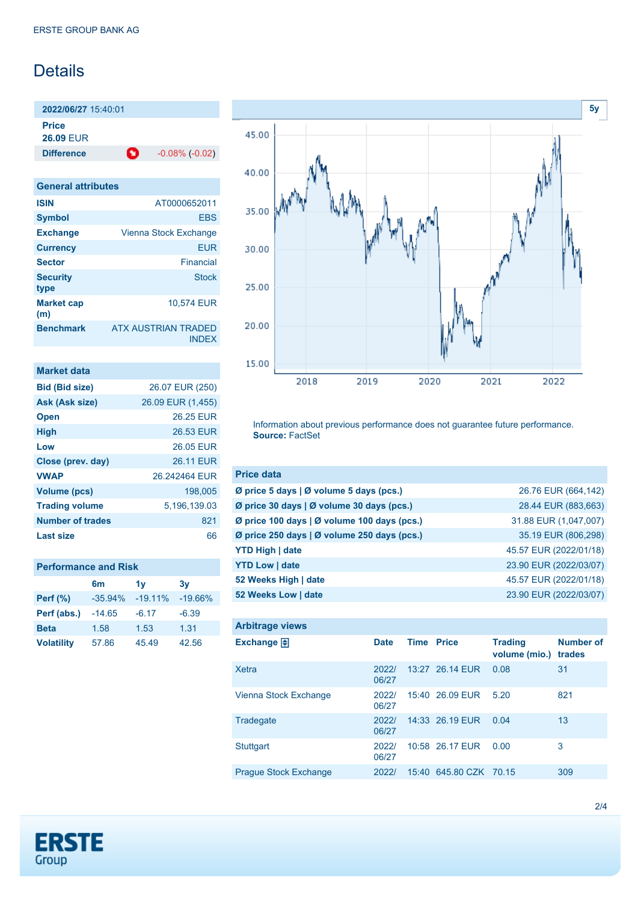ERSTE GROUP BANK AG

# Details

**2022/06/27** 15:40:01

**Price**
**26.09** EUR

| **Difference** | -0.08% (-0.02) |
|---|---|

## General attributes

| | |
|---|---|
| **ISIN** | AT0000652011 |
| **Symbol** | EBS |
| **Exchange** | Vienna Stock Exchange |
| **Currency** | EUR |
| **Sector** | Financial |
| **Security type** | Stock |
| **Market cap (m)** | 10,574 EUR |
| **Benchmark** | ATX AUSTRIAN TRADED INDEX |

## Market data

| | |
|---|---|
| **Bid (Bid size)** | 26.07 EUR (250) |
| **Ask (Ask size)** | 26.09 EUR (1,455) |
| **Open** | 26.25 EUR |
| **High** | 26.53 EUR |
| **Low** | 26.05 EUR |
| **Close (prev. day)** | 26.11 EUR |
| **VWAP** | 26.242464 EUR |
| **Volume (pcs)** | 198,005 |
| **Trading volume** | 5,196,139.03 |
| **Number of trades** | 821 |
| **Last size** | 66 |

## Performance and Risk

| | 6m | 1y | 3y |
|---|---|---|---|
| **Perf (%)** | -35.94% | -19.11% | -19.66% |
| **Perf (abs.)** | -14.65 | -6.17 | -6.39 |
| **Beta** | 1.58 | 1.53 | 1.31 |
| **Volatility** | 57.86 | 45.49 | 42.56 |

Information about previous performance does not guarantee future performance.
**Source:** FactSet

## Price data

| | |
|---|---|
| **Ø price 5 days \| Ø volume 5 days (pcs.)** | 26.76 EUR (664,142) |
| **Ø price 30 days \| Ø volume 30 days (pcs.)** | 28.44 EUR (883,663) |
| **Ø price 100 days \| Ø volume 100 days (pcs.)** | 31.88 EUR (1,047,007) |
| **Ø price 250 days \| Ø volume 250 days (pcs.)** | 35.19 EUR (806,298) |
| **YTD High \| date** | 45.57 EUR (2022/01/18) |
| **YTD Low \| date** | 23.90 EUR (2022/03/07) |
| **52 Weeks High \| date** | 45.57 EUR (2022/01/18) |
| **52 Weeks Low \| date** | 23.90 EUR (2022/03/07) |

## Arbitrage views

| Exchange | Date | Time | Price | Trading volume (mio.) | Number of trades |
|---|---|---|---|---|---|
| Xetra | 2022/06/27 | 13:27 | 26.14 EUR | 0.08 | 31 |
| Vienna Stock Exchange | 2022/06/27 | 15:40 | 26.09 EUR | 5.20 | 821 |
| Tradegate | 2022/06/27 | 14:33 | 26.19 EUR | 0.04 | 13 |
| Stuttgart | 2022/06/27 | 10:58 | 26.17 EUR | 0.00 | 3 |
| Prague Stock Exchange | 2022/ | 15:40 | 645.80 CZK | 70.15 | 309 |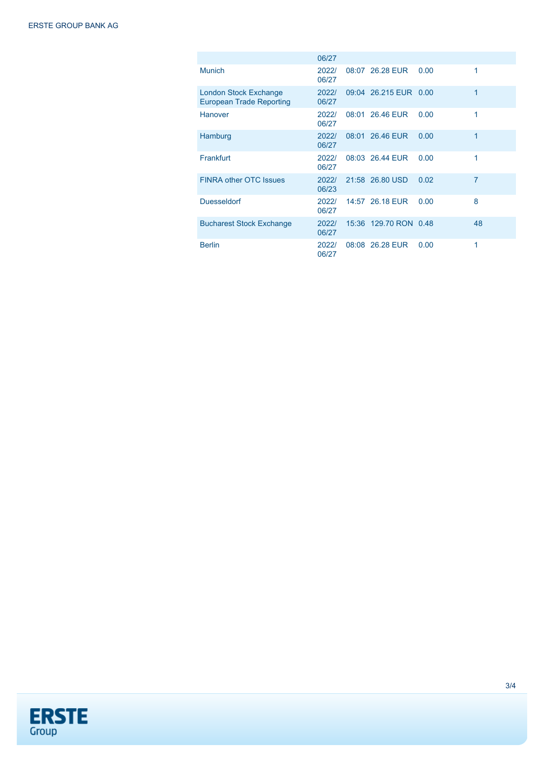| | | | | | |
|---|---|---|---|---|---|
| | 06/27 | | | | |
| Munich | 2022/ 06/27 | 08:07 | 26.28 EUR | 0.00 | 1 |
| London Stock Exchange European Trade Reporting | 2022/ 06/27 | 09:04 | 26.215 EUR | 0.00 | 1 |
| Hanover | 2022/ 06/27 | 08:01 | 26.46 EUR | 0.00 | 1 |
| Hamburg | 2022/ 06/27 | 08:01 | 26.46 EUR | 0.00 | 1 |
| Frankfurt | 2022/ 06/27 | 08:03 | 26.44 EUR | 0.00 | 1 |
| FINRA other OTC Issues | 2022/ 06/23 | 21:58 | 26.80 USD | 0.02 | 7 |
| Duesseldorf | 2022/ 06/27 | 14:57 | 26.18 EUR | 0.00 | 8 |
| Bucharest Stock Exchange | 2022/ 06/27 | 15:36 | 129.70 RON | 0.48 | 48 |
| Berlin | 2022/ 06/27 | 08:08 | 26.28 EUR | 0.00 | 1 |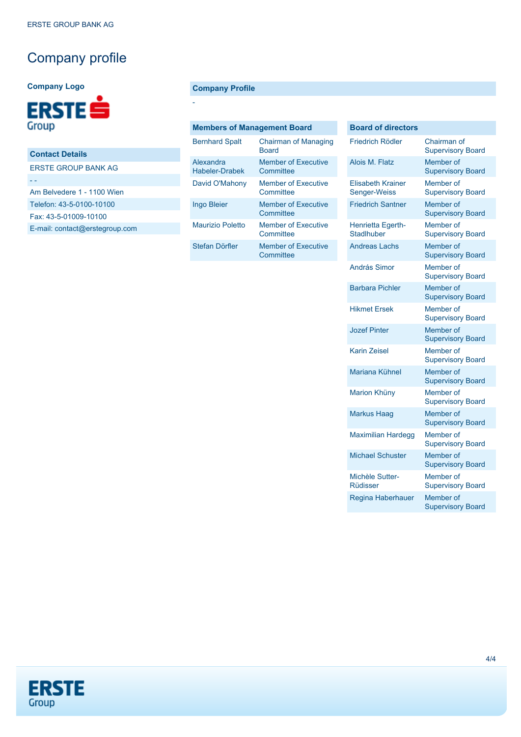# Company profile

**Company Logo**

## Contact Details

| |
|---|
| ERSTE GROUP BANK AG |
| - - |
| Am Belvedere 1 - 1100 Wien |
| Telefon: 43-5-0100-10100 |
| Fax: 43-5-01009-10100 |
| E-mail: contact@erstegroup.com |

## Company Profile

-

## Members of Management Board

| | |
|---|---|
| Bernhard Spalt | Chairman of Managing Board |
| Alexandra Habeler-Drabek | Member of Executive Committee |
| David O'Mahony | Member of Executive Committee |
| Ingo Bleier | Member of Executive Committee |
| Maurizio Poletto | Member of Executive Committee |
| Stefan Dörfler | Member of Executive Committee |

## Board of directors

| | |
|---|---|
| Friedrich Rödler | Chairman of Supervisory Board |
| Alois M. Flatz | Member of Supervisory Board |
| Elisabeth Krainer Senger-Weiss | Member of Supervisory Board |
| Friedrich Santner | Member of Supervisory Board |
| Henrietta Egerth-Stadlhuber | Member of Supervisory Board |
| Andreas Lachs | Member of Supervisory Board |
| András Simor | Member of Supervisory Board |
| Barbara Pichler | Member of Supervisory Board |
| Hikmet Ersek | Member of Supervisory Board |
| Jozef Pinter | Member of Supervisory Board |
| Karin Zeisel | Member of Supervisory Board |
| Mariana Kühnel | Member of Supervisory Board |
| Marion Khüny | Member of Supervisory Board |
| Markus Haag | Member of Supervisory Board |
| Maximilian Hardegg | Member of Supervisory Board |
| Michael Schuster | Member of Supervisory Board |
| Michèle Sutter-Rüdisser | Member of Supervisory Board |
| Regina Haberhauer | Member of Supervisory Board |